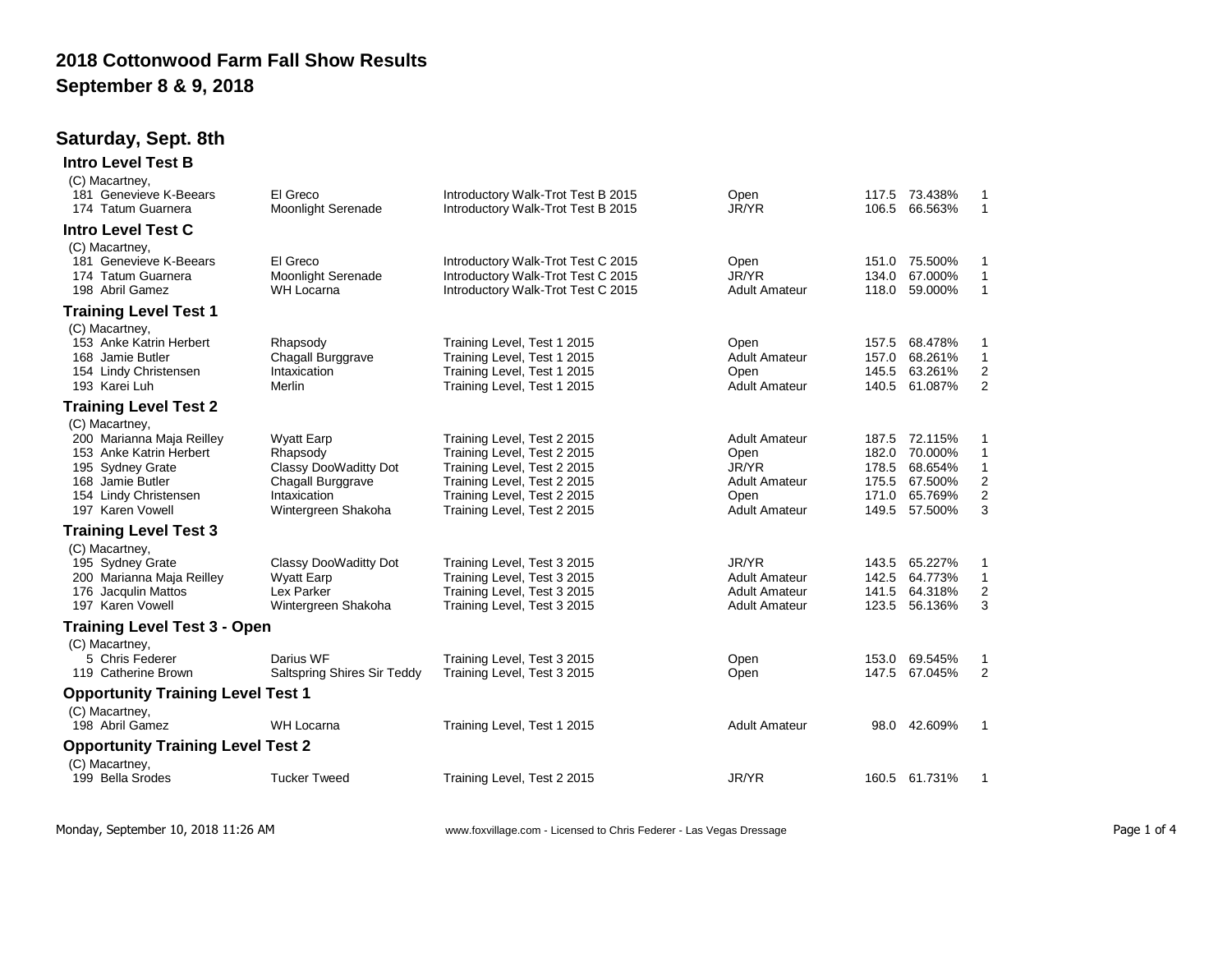# 2018 Cottonwood Farm Fall Show Results

## September 8 & 9, 2018

## Saturday, Sept. 8th

### Intro Level Test B

(C) Macartney,

| No. | Rider | Horse | Test | Division | Score | Percent | Place |
|---|---|---|---|---|---|---|---|
| 181 | Genevieve K-Beears | El Greco | Introductory Walk-Trot Test B 2015 | Open | 117.5 | 73.438% | 1 |
| 174 | Tatum Guarnera | Moonlight Serenade | Introductory Walk-Trot Test B 2015 | JR/YR | 106.5 | 66.563% | 1 |

### Intro Level Test C

(C) Macartney,

| No. | Rider | Horse | Test | Division | Score | Percent | Place |
|---|---|---|---|---|---|---|---|
| 181 | Genevieve K-Beears | El Greco | Introductory Walk-Trot Test C 2015 | Open | 151.0 | 75.500% | 1 |
| 174 | Tatum Guarnera | Moonlight Serenade | Introductory Walk-Trot Test C 2015 | JR/YR | 134.0 | 67.000% | 1 |
| 198 | Abril Gamez | WH Locarna | Introductory Walk-Trot Test C 2015 | Adult Amateur | 118.0 | 59.000% | 1 |

### Training Level Test 1

(C) Macartney,

| No. | Rider | Horse | Test | Division | Score | Percent | Place |
|---|---|---|---|---|---|---|---|
| 153 | Anke Katrin Herbert | Rhapsody | Training Level, Test 1 2015 | Open | 157.5 | 68.478% | 1 |
| 168 | Jamie Butler | Chagall Burggrave | Training Level, Test 1 2015 | Adult Amateur | 157.0 | 68.261% | 1 |
| 154 | Lindy Christensen | Intaxication | Training Level, Test 1 2015 | Open | 145.5 | 63.261% | 2 |
| 193 | Karei Luh | Merlin | Training Level, Test 1 2015 | Adult Amateur | 140.5 | 61.087% | 2 |

### Training Level Test 2

(C) Macartney,

| No. | Rider | Horse | Test | Division | Score | Percent | Place |
|---|---|---|---|---|---|---|---|
| 200 | Marianna Maja Reilley | Wyatt Earp | Training Level, Test 2 2015 | Adult Amateur | 187.5 | 72.115% | 1 |
| 153 | Anke Katrin Herbert | Rhapsody | Training Level, Test 2 2015 | Open | 182.0 | 70.000% | 1 |
| 195 | Sydney Grate | Classy DooWaditty Dot | Training Level, Test 2 2015 | JR/YR | 178.5 | 68.654% | 1 |
| 168 | Jamie Butler | Chagall Burggrave | Training Level, Test 2 2015 | Adult Amateur | 175.5 | 67.500% | 2 |
| 154 | Lindy Christensen | Intaxication | Training Level, Test 2 2015 | Open | 171.0 | 65.769% | 2 |
| 197 | Karen Vowell | Wintergreen Shakoha | Training Level, Test 2 2015 | Adult Amateur | 149.5 | 57.500% | 3 |

### Training Level Test 3

(C) Macartney,

| No. | Rider | Horse | Test | Division | Score | Percent | Place |
|---|---|---|---|---|---|---|---|
| 195 | Sydney Grate | Classy DooWaditty Dot | Training Level, Test 3 2015 | JR/YR | 143.5 | 65.227% | 1 |
| 200 | Marianna Maja Reilley | Wyatt Earp | Training Level, Test 3 2015 | Adult Amateur | 142.5 | 64.773% | 1 |
| 176 | Jacqulin Mattos | Lex Parker | Training Level, Test 3 2015 | Adult Amateur | 141.5 | 64.318% | 2 |
| 197 | Karen Vowell | Wintergreen Shakoha | Training Level, Test 3 2015 | Adult Amateur | 123.5 | 56.136% | 3 |

### Training Level Test 3 - Open

(C) Macartney,

| No. | Rider | Horse | Test | Division | Score | Percent | Place |
|---|---|---|---|---|---|---|---|
| 5 | Chris Federer | Darius WF | Training Level, Test 3 2015 | Open | 153.0 | 69.545% | 1 |
| 119 | Catherine Brown | Saltspring Shires Sir Teddy | Training Level, Test 3 2015 | Open | 147.5 | 67.045% | 2 |

### Opportunity Training Level Test 1

(C) Macartney,

| No. | Rider | Horse | Test | Division | Score | Percent | Place |
|---|---|---|---|---|---|---|---|
| 198 | Abril Gamez | WH Locarna | Training Level, Test 1 2015 | Adult Amateur | 98.0 | 42.609% | 1 |

### Opportunity Training Level Test 2

(C) Macartney,

| No. | Rider | Horse | Test | Division | Score | Percent | Place |
|---|---|---|---|---|---|---|---|
| 199 | Bella Srodes | Tucker Tweed | Training Level, Test 2 2015 | JR/YR | 160.5 | 61.731% | 1 |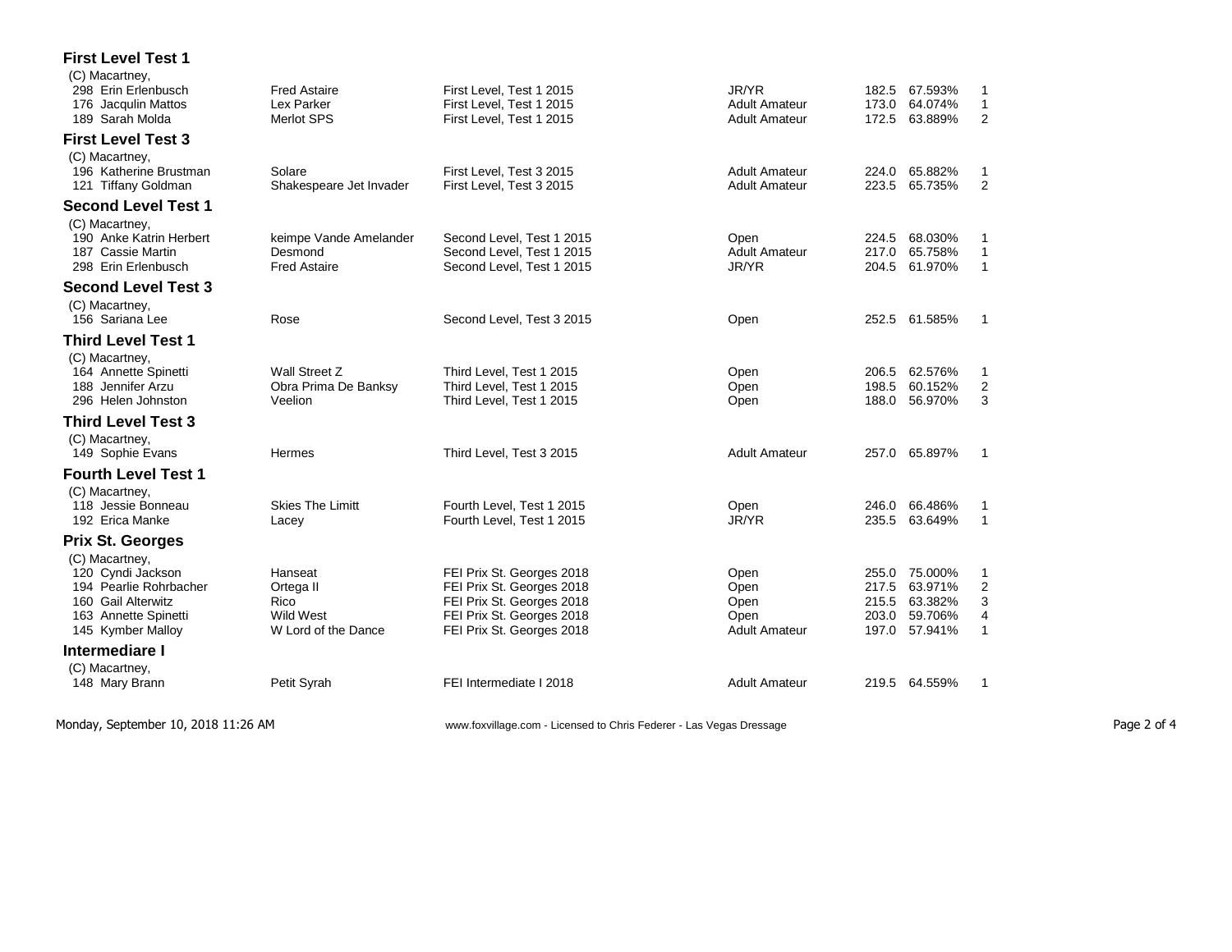## First Level Test 1

(C) Macartney,

| No. | Rider | Horse | Test | Division | Score | Percentage | Place |
|---|---|---|---|---|---|---|---|
| 298 | Erin Erlenbusch | Fred Astaire | First Level, Test 1 2015 | JR/YR | 182.5 | 67.593% | 1 |
| 176 | Jacqulin Mattos | Lex Parker | First Level, Test 1 2015 | Adult Amateur | 173.0 | 64.074% | 1 |
| 189 | Sarah Molda | Merlot SPS | First Level, Test 1 2015 | Adult Amateur | 172.5 | 63.889% | 2 |

## First Level Test 3

(C) Macartney,

| No. | Rider | Horse | Test | Division | Score | Percentage | Place |
|---|---|---|---|---|---|---|---|
| 196 | Katherine Brustman | Solare | First Level, Test 3 2015 | Adult Amateur | 224.0 | 65.882% | 1 |
| 121 | Tiffany Goldman | Shakespeare Jet Invader | First Level, Test 3 2015 | Adult Amateur | 223.5 | 65.735% | 2 |

## Second Level Test 1

(C) Macartney,

| No. | Rider | Horse | Test | Division | Score | Percentage | Place |
|---|---|---|---|---|---|---|---|
| 190 | Anke Katrin Herbert | keimpe Vande Amelander | Second Level, Test 1 2015 | Open | 224.5 | 68.030% | 1 |
| 187 | Cassie Martin | Desmond | Second Level, Test 1 2015 | Adult Amateur | 217.0 | 65.758% | 1 |
| 298 | Erin Erlenbusch | Fred Astaire | Second Level, Test 1 2015 | JR/YR | 204.5 | 61.970% | 1 |

## Second Level Test 3

(C) Macartney,

| No. | Rider | Horse | Test | Division | Score | Percentage | Place |
|---|---|---|---|---|---|---|---|
| 156 | Sariana Lee | Rose | Second Level, Test 3 2015 | Open | 252.5 | 61.585% | 1 |

## Third Level Test 1

(C) Macartney,

| No. | Rider | Horse | Test | Division | Score | Percentage | Place |
|---|---|---|---|---|---|---|---|
| 164 | Annette Spinetti | Wall Street Z | Third Level, Test 1 2015 | Open | 206.5 | 62.576% | 1 |
| 188 | Jennifer Arzu | Obra Prima De Banksy | Third Level, Test 1 2015 | Open | 198.5 | 60.152% | 2 |
| 296 | Helen Johnston | Veelion | Third Level, Test 1 2015 | Open | 188.0 | 56.970% | 3 |

## Third Level Test 3

(C) Macartney,

| No. | Rider | Horse | Test | Division | Score | Percentage | Place |
|---|---|---|---|---|---|---|---|
| 149 | Sophie Evans | Hermes | Third Level, Test 3 2015 | Adult Amateur | 257.0 | 65.897% | 1 |

## Fourth Level Test 1

(C) Macartney,

| No. | Rider | Horse | Test | Division | Score | Percentage | Place |
|---|---|---|---|---|---|---|---|
| 118 | Jessie Bonneau | Skies The Limitt | Fourth Level, Test 1 2015 | Open | 246.0 | 66.486% | 1 |
| 192 | Erica Manke | Lacey | Fourth Level, Test 1 2015 | JR/YR | 235.5 | 63.649% | 1 |

## Prix St. Georges

(C) Macartney,

| No. | Rider | Horse | Test | Division | Score | Percentage | Place |
|---|---|---|---|---|---|---|---|
| 120 | Cyndi Jackson | Hanseat | FEI Prix St. Georges 2018 | Open | 255.0 | 75.000% | 1 |
| 194 | Pearlie Rohrbacher | Ortega II | FEI Prix St. Georges 2018 | Open | 217.5 | 63.971% | 2 |
| 160 | Gail Alterwitz | Rico | FEI Prix St. Georges 2018 | Open | 215.5 | 63.382% | 3 |
| 163 | Annette Spinetti | Wild West | FEI Prix St. Georges 2018 | Open | 203.0 | 59.706% | 4 |
| 145 | Kymber Malloy | W Lord of the Dance | FEI Prix St. Georges 2018 | Adult Amateur | 197.0 | 57.941% | 1 |

## Intermediare I

(C) Macartney,

| No. | Rider | Horse | Test | Division | Score | Percentage | Place |
|---|---|---|---|---|---|---|---|
| 148 | Mary Brann | Petit Syrah | FEI Intermediate I 2018 | Adult Amateur | 219.5 | 64.559% | 1 |

Monday, September 10, 2018 11:26 AM — www.foxvillage.com - Licensed to Chris Federer - Las Vegas Dressage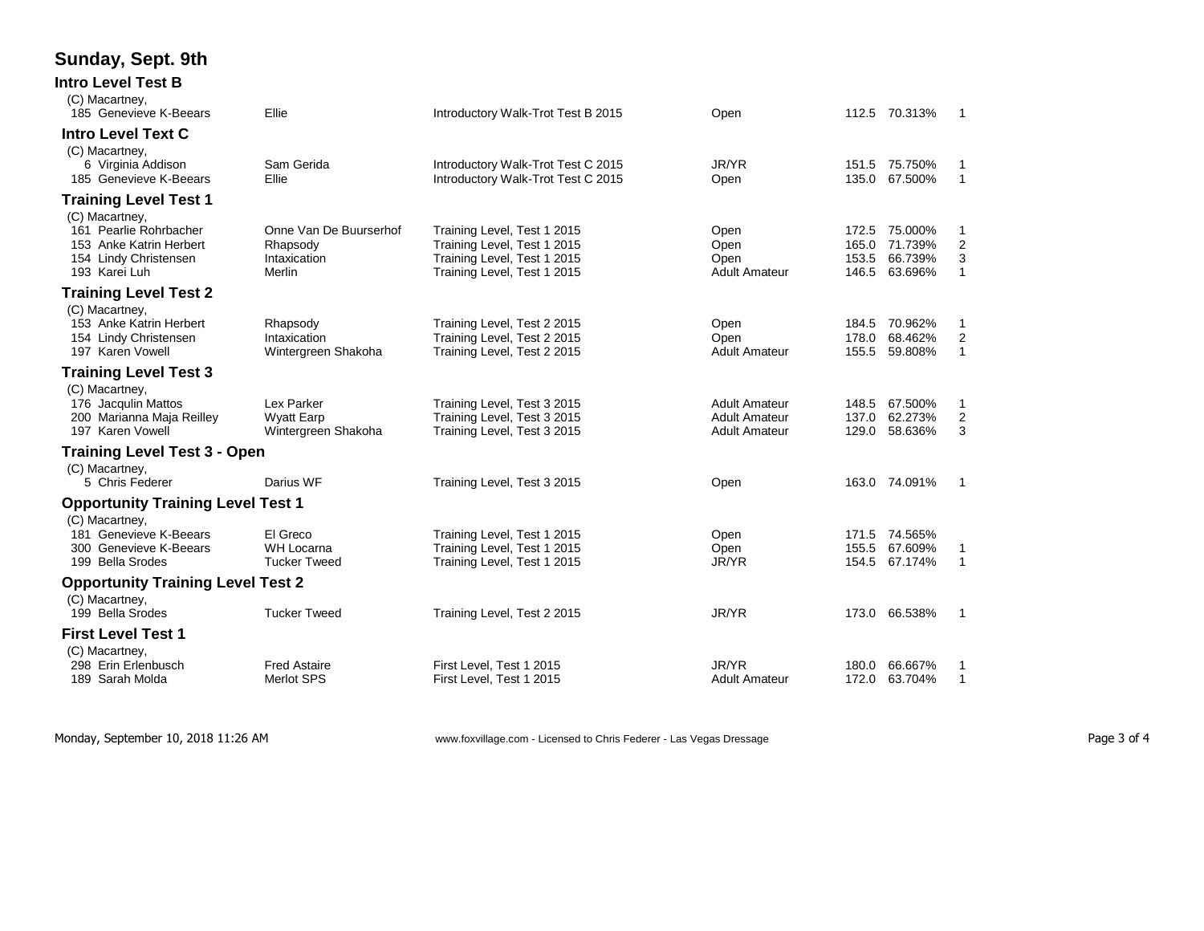# Sunday, Sept. 9th

## Intro Level Test B

(C) Macartney,

| No. | Rider | Horse | Test | Division | Score | Percent | Place |
|---|---|---|---|---|---|---|---|
| 185 | Genevieve K-Beears | Ellie | Introductory Walk-Trot Test B 2015 | Open | 112.5 | 70.313% | 1 |

## Intro Level Text C

(C) Macartney,

| No. | Rider | Horse | Test | Division | Score | Percent | Place |
|---|---|---|---|---|---|---|---|
| 6 | Virginia Addison | Sam Gerida | Introductory Walk-Trot Test C 2015 | JR/YR | 151.5 | 75.750% | 1 |
| 185 | Genevieve K-Beears | Ellie | Introductory Walk-Trot Test C 2015 | Open | 135.0 | 67.500% | 1 |

## Training Level Test 1

(C) Macartney,

| No. | Rider | Horse | Test | Division | Score | Percent | Place |
|---|---|---|---|---|---|---|---|
| 161 | Pearlie Rohrbacher | Onne Van De Buurserhof | Training Level, Test 1 2015 | Open | 172.5 | 75.000% | 1 |
| 153 | Anke Katrin Herbert | Rhapsody | Training Level, Test 1 2015 | Open | 165.0 | 71.739% | 2 |
| 154 | Lindy Christensen | Intaxication | Training Level, Test 1 2015 | Open | 153.5 | 66.739% | 3 |
| 193 | Karei Luh | Merlin | Training Level, Test 1 2015 | Adult Amateur | 146.5 | 63.696% | 1 |

## Training Level Test 2

(C) Macartney,

| No. | Rider | Horse | Test | Division | Score | Percent | Place |
|---|---|---|---|---|---|---|---|
| 153 | Anke Katrin Herbert | Rhapsody | Training Level, Test 2 2015 | Open | 184.5 | 70.962% | 1 |
| 154 | Lindy Christensen | Intaxication | Training Level, Test 2 2015 | Open | 178.0 | 68.462% | 2 |
| 197 | Karen Vowell | Wintergreen Shakoha | Training Level, Test 2 2015 | Adult Amateur | 155.5 | 59.808% | 1 |

## Training Level Test 3

(C) Macartney,

| No. | Rider | Horse | Test | Division | Score | Percent | Place |
|---|---|---|---|---|---|---|---|
| 176 | Jacqulin Mattos | Lex Parker | Training Level, Test 3 2015 | Adult Amateur | 148.5 | 67.500% | 1 |
| 200 | Marianna Maja Reilley | Wyatt Earp | Training Level, Test 3 2015 | Adult Amateur | 137.0 | 62.273% | 2 |
| 197 | Karen Vowell | Wintergreen Shakoha | Training Level, Test 3 2015 | Adult Amateur | 129.0 | 58.636% | 3 |

## Training Level Test 3 - Open

(C) Macartney,

| No. | Rider | Horse | Test | Division | Score | Percent | Place |
|---|---|---|---|---|---|---|---|
| 5 | Chris Federer | Darius WF | Training Level, Test 3 2015 | Open | 163.0 | 74.091% | 1 |

## Opportunity Training Level Test 1

(C) Macartney,

| No. | Rider | Horse | Test | Division | Score | Percent | Place |
|---|---|---|---|---|---|---|---|
| 181 | Genevieve K-Beears | El Greco | Training Level, Test 1 2015 | Open | 171.5 | 74.565% | |
| 300 | Genevieve K-Beears | WH Locarna | Training Level, Test 1 2015 | Open | 155.5 | 67.609% | 1 |
| 199 | Bella Srodes | Tucker Tweed | Training Level, Test 1 2015 | JR/YR | 154.5 | 67.174% | 1 |

## Opportunity Training Level Test 2

(C) Macartney,

| No. | Rider | Horse | Test | Division | Score | Percent | Place |
|---|---|---|---|---|---|---|---|
| 199 | Bella Srodes | Tucker Tweed | Training Level, Test 2 2015 | JR/YR | 173.0 | 66.538% | 1 |

## First Level Test 1

(C) Macartney,

| No. | Rider | Horse | Test | Division | Score | Percent | Place |
|---|---|---|---|---|---|---|---|
| 298 | Erin Erlenbusch | Fred Astaire | First Level, Test 1 2015 | JR/YR | 180.0 | 66.667% | 1 |
| 189 | Sarah Molda | Merlot SPS | First Level, Test 1 2015 | Adult Amateur | 172.0 | 63.704% | 1 |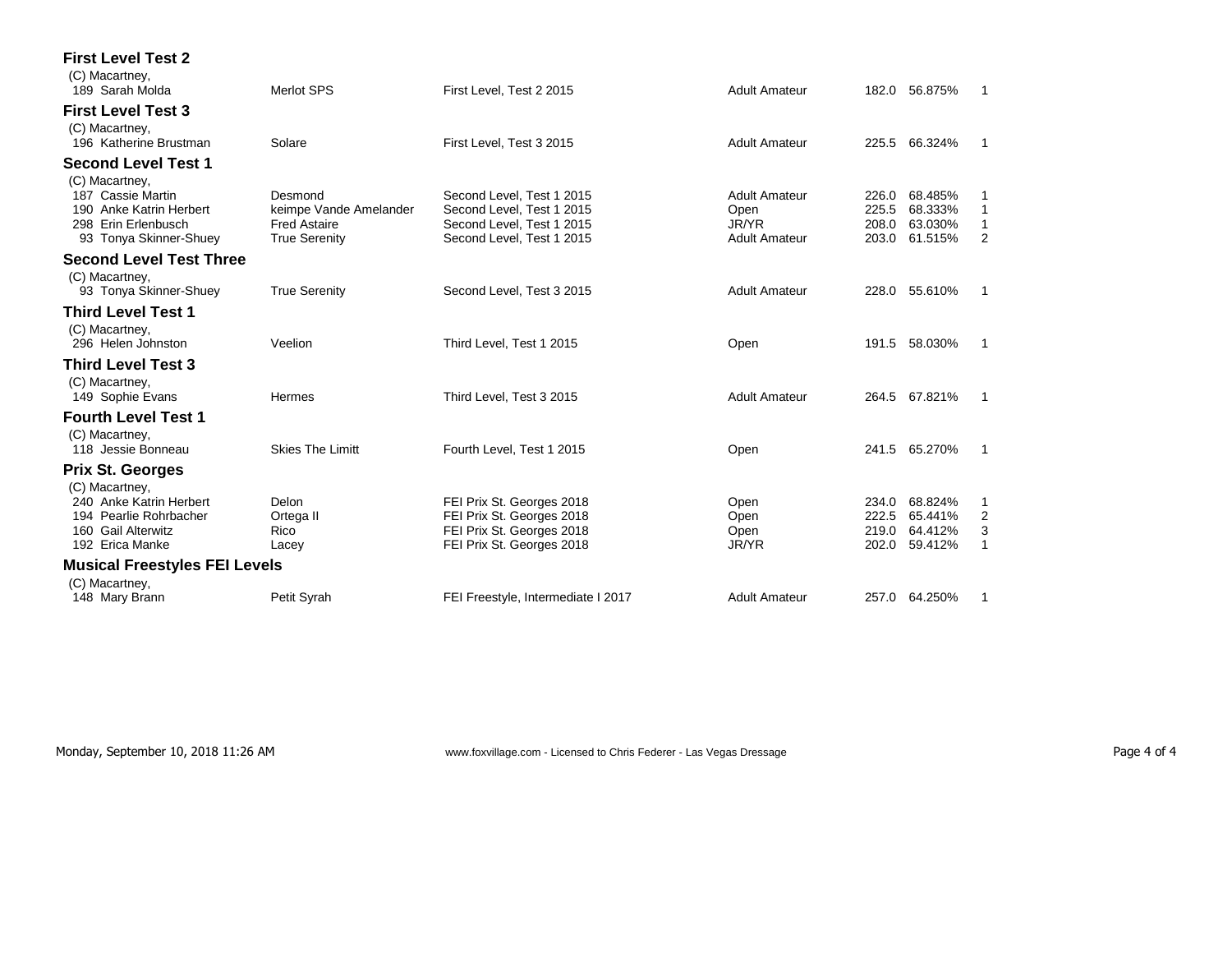### First Level Test 2

| | | | | | | |
|---|---|---|---|---|---|---|
| (C) Macartney, | | | | | | |
| 189 Sarah Molda | Merlot SPS | First Level, Test 2 2015 | Adult Amateur | 182.0 | 56.875% | 1 |

### First Level Test 3

| | | | | | | |
|---|---|---|---|---|---|---|
| (C) Macartney, | | | | | | |
| 196 Katherine Brustman | Solare | First Level, Test 3 2015 | Adult Amateur | 225.5 | 66.324% | 1 |

### Second Level Test 1

| | | | | | | |
|---|---|---|---|---|---|---|
| (C) Macartney, | | | | | | |
| 187 Cassie Martin | Desmond | Second Level, Test 1 2015 | Adult Amateur | 226.0 | 68.485% | 1 |
| 190 Anke Katrin Herbert | keimpe Vande Amelander | Second Level, Test 1 2015 | Open | 225.5 | 68.333% | 1 |
| 298 Erin Erlenbusch | Fred Astaire | Second Level, Test 1 2015 | JR/YR | 208.0 | 63.030% | 1 |
| 93 Tonya Skinner-Shuey | True Serenity | Second Level, Test 1 2015 | Adult Amateur | 203.0 | 61.515% | 2 |

### Second Level Test Three

| | | | | | | |
|---|---|---|---|---|---|---|
| (C) Macartney, | | | | | | |
| 93 Tonya Skinner-Shuey | True Serenity | Second Level, Test 3 2015 | Adult Amateur | 228.0 | 55.610% | 1 |

### Third Level Test 1

| | | | | | | |
|---|---|---|---|---|---|---|
| (C) Macartney, | | | | | | |
| 296 Helen Johnston | Veelion | Third Level, Test 1 2015 | Open | 191.5 | 58.030% | 1 |

### Third Level Test 3

| | | | | | | |
|---|---|---|---|---|---|---|
| (C) Macartney, | | | | | | |
| 149 Sophie Evans | Hermes | Third Level, Test 3 2015 | Adult Amateur | 264.5 | 67.821% | 1 |

### Fourth Level Test 1

| | | | | | | |
|---|---|---|---|---|---|---|
| (C) Macartney, | | | | | | |
| 118 Jessie Bonneau | Skies The Limitt | Fourth Level, Test 1 2015 | Open | 241.5 | 65.270% | 1 |

### Prix St. Georges

| | | | | | | |
|---|---|---|---|---|---|---|
| (C) Macartney, | | | | | | |
| 240 Anke Katrin Herbert | Delon | FEI Prix St. Georges 2018 | Open | 234.0 | 68.824% | 1 |
| 194 Pearlie Rohrbacher | Ortega II | FEI Prix St. Georges 2018 | Open | 222.5 | 65.441% | 2 |
| 160 Gail Alterwitz | Rico | FEI Prix St. Georges 2018 | Open | 219.0 | 64.412% | 3 |
| 192 Erica Manke | Lacey | FEI Prix St. Georges 2018 | JR/YR | 202.0 | 59.412% | 1 |

### Musical Freestyles FEI Levels

| | | | | | | |
|---|---|---|---|---|---|---|
| (C) Macartney, | | | | | | |
| 148 Mary Brann | Petit Syrah | FEI Freestyle, Intermediate I 2017 | Adult Amateur | 257.0 | 64.250% | 1 |

Monday, September 10, 2018 11:26 AM — www.foxvillage.com - Licensed to Chris Federer - Las Vegas Dressage